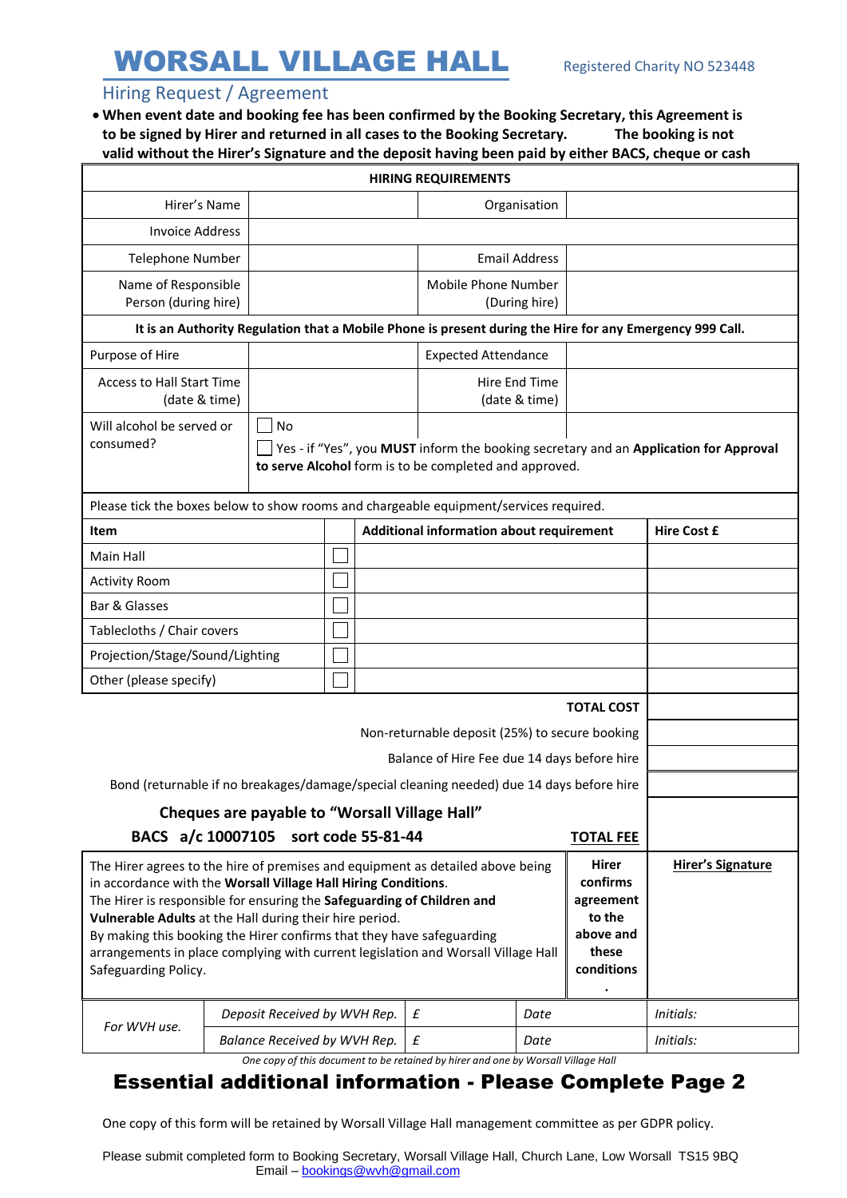# WORSALL VILLAGE HALL

Registered Charity NO 523448

## Hiring Request / Agreement

- **When event date and booking fee has been confirmed by the Booking Secretary, this Agreement is to be signed by Hirer and returned in all cases to the Booking Secretary. The booking is not valid without the Hirer's Signature and the deposit having been paid by either BACS, cheque or cash**

| HIRING REQUIREMENTS | | | |
|---|---|---|---|
| Hirer's Name | | Organisation | |
| Invoice Address | | | |
| Telephone Number | | Email Address | |
| Name of Responsible Person (during hire) | | Mobile Phone Number (During hire) | |

**It is an Authority Regulation that a Mobile Phone is present during the Hire for any Emergency 999 Call.**

| | | | |
|---|---|---|---|
| Purpose of Hire | | Expected Attendance | |
| Access to Hall Start Time (date & time) | | Hire End Time (date & time) | |
| Will alcohol be served or consumed? | ☐ No<br>☐ Yes - if "Yes", you **MUST** inform the booking secretary and an **Application for Approval to serve Alcohol** form is to be completed and approved. | | |

Please tick the boxes below to show rooms and chargeable equipment/services required.

| Item | | Additional information about requirement | Hire Cost £ |
|---|---|---|---|
| Main Hall | ☐ | | |
| Activity Room | ☐ | | |
| Bar & Glasses | ☐ | | |
| Tablecloths / Chair covers | ☐ | | |
| Projection/Stage/Sound/Lighting | ☐ | | |
| Other (please specify) | ☐ | | |
| | | **TOTAL COST** | |
| | | Non-returnable deposit (25%) to secure booking | |
| | | Balance of Hire Fee due 14 days before hire | |
| | | Bond (returnable if no breakages/damage/special cleaning needed) due 14 days before hire | |
| | | **TOTAL FEE** | |

**Cheques are payable to "Worsall Village Hall"**

**BACS a/c 10007105 sort code 55-81-44**

| | | |
|---|---|---|
| The Hirer agrees to the hire of premises and equipment as detailed above being in accordance with the **Worsall Village Hall Hiring Conditions**.<br>The Hirer is responsible for ensuring the **Safeguarding of Children and Vulnerable Adults** at the Hall during their hire period.<br>By making this booking the Hirer confirms that they have safeguarding arrangements in place complying with current legislation and Worsall Village Hall Safeguarding Policy. | **Hirer confirms agreement to the above and these conditions.** | **Hirer's Signature** |

| *For WVH use.* | *Deposit Received by WVH Rep.* | *£* | *Date* | *Initials:* |
|---|---|---|---|---|
| | *Balance Received by WVH Rep.* | *£* | *Date* | *Initials:* |

*One copy of this document to be retained by hirer and one by Worsall Village Hall*

## Essential additional information - Please Complete Page 2

One copy of this form will be retained by Worsall Village Hall management committee as per GDPR policy.

Please submit completed form to Booking Secretary, Worsall Village Hall, Church Lane, Low Worsall TS15 9BQ
Email – bookings@wvh@gmail.com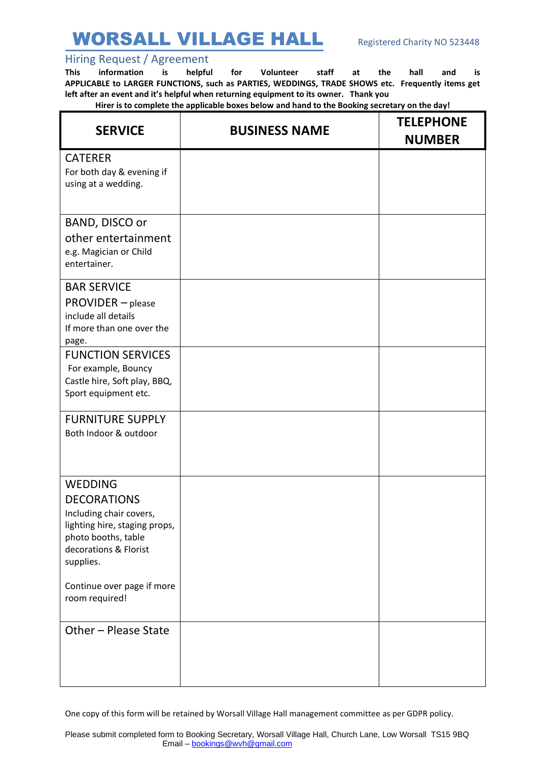# WORSALL VILLAGE HALL

Registered Charity NO 523448

## Hiring Request / Agreement

**This information is helpful for Volunteer staff at the hall and is APPLICABLE to LARGER FUNCTIONS, such as PARTIES, WEDDINGS, TRADE SHOWS etc. Frequently items get left after an event and it's helpful when returning equipment to its owner. Thank you**

**Hirer is to complete the applicable boxes below and hand to the Booking secretary on the day!**

| SERVICE | BUSINESS NAME | TELEPHONE NUMBER |
|---|---|---|
| CATERER<br>For both day & evening if using at a wedding. | | |
| BAND, DISCO or other entertainment<br>e.g. Magician or Child entertainer. | | |
| BAR SERVICE PROVIDER – please include all details<br>If more than one over the page. | | |
| FUNCTION SERVICES<br>For example, Bouncy Castle hire, Soft play, BBQ, Sport equipment etc. | | |
| FURNITURE SUPPLY<br>Both Indoor & outdoor | | |
| WEDDING DECORATIONS<br>Including chair covers, lighting hire, staging props, photo booths, table decorations & Florist supplies.<br><br>Continue over page if more room required! | | |
| Other – Please State | | |

One copy of this form will be retained by Worsall Village Hall management committee as per GDPR policy.

Please submit completed form to Booking Secretary, Worsall Village Hall, Church Lane, Low Worsall TS15 9BQ
Email – bookings@wvh@gmail.com